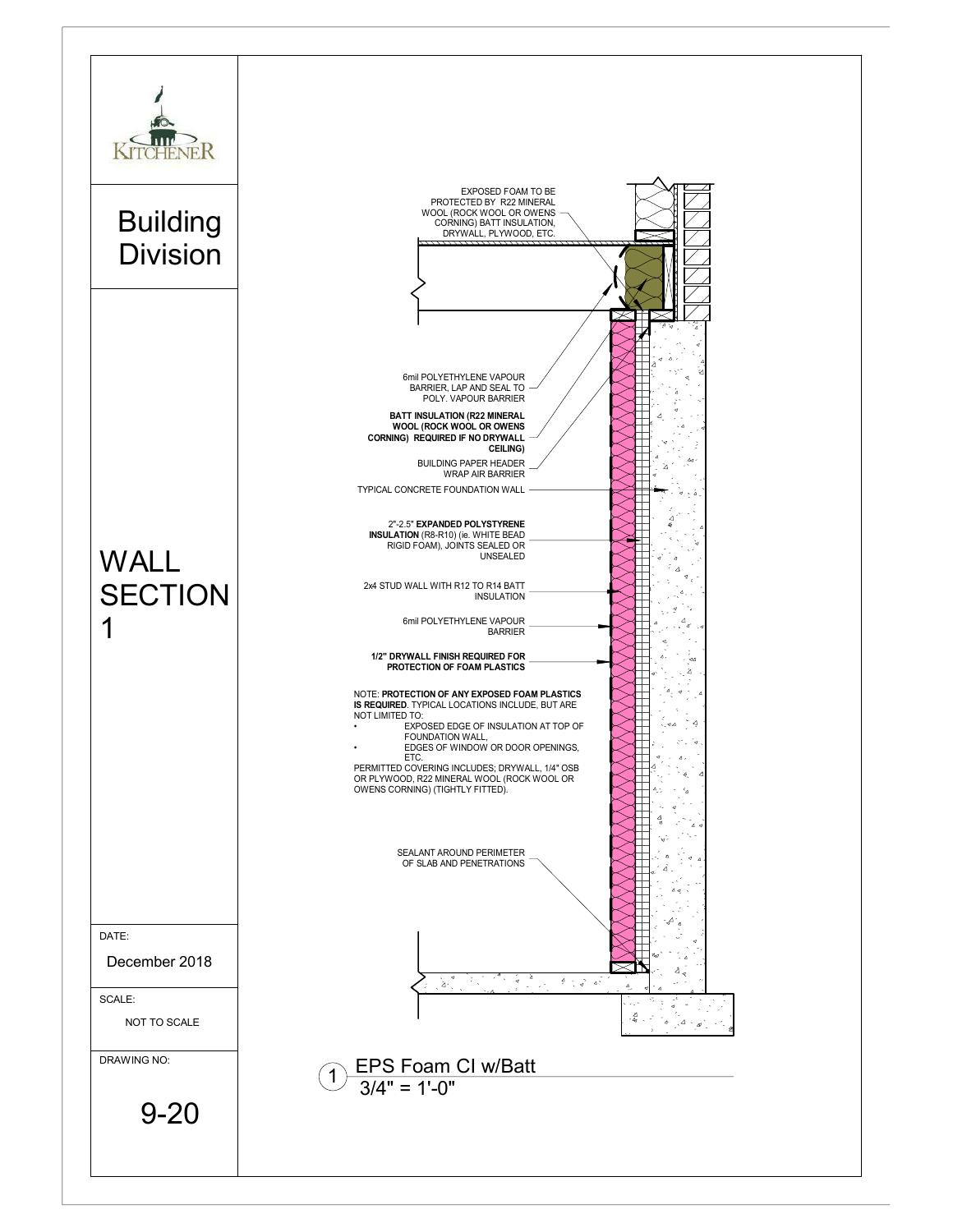Kitchener

# Building Division

# WALL SECTION 1

DATE: December 2018

SCALE: NOT TO SCALE

DRAWING NO: 9-20

EXPOSED FOAM TO BE PROTECTED BY R22 MINERAL WOOL (ROCK WOOL OR OWENS CORNING) BATT INSULATION, DRYWALL, PLYWOOD, ETC.

6mil POLYETHYLENE VAPOUR BARRIER, LAP AND SEAL TO POLY. VAPOUR BARRIER

**BATT INSULATION (R22 MINERAL WOOL (ROCK WOOL OR OWENS CORNING) REQUIRED IF NO DRYWALL CEILING)**

BUILDING PAPER HEADER WRAP AIR BARRIER

TYPICAL CONCRETE FOUNDATION WALL

2"-2.5" **EXPANDED POLYSTYRENE INSULATION** (R8-R10) (ie. WHITE BEAD RIGID FOAM), JOINTS SEALED OR UNSEALED

2x4 STUD WALL WITH R12 TO R14 BATT INSULATION

6mil POLYETHYLENE VAPOUR BARRIER

**1/2" DRYWALL FINISH REQUIRED FOR PROTECTION OF FOAM PLASTICS**

NOTE: **PROTECTION OF ANY EXPOSED FOAM PLASTICS IS REQUIRED**. TYPICAL LOCATIONS INCLUDE, BUT ARE NOT LIMITED TO:

- EXPOSED EDGE OF INSULATION AT TOP OF FOUNDATION WALL,
- EDGES OF WINDOW OR DOOR OPENINGS, ETC.

PERMITTED COVERING INCLUDES; DRYWALL, 1/4" OSB OR PLYWOOD, R22 MINERAL WOOL (ROCK WOOL OR OWENS CORNING) (TIGHTLY FITTED).

SEALANT AROUND PERIMETER OF SLAB AND PENETRATIONS

1 EPS Foam CI w/Batt
3/4" = 1'-0"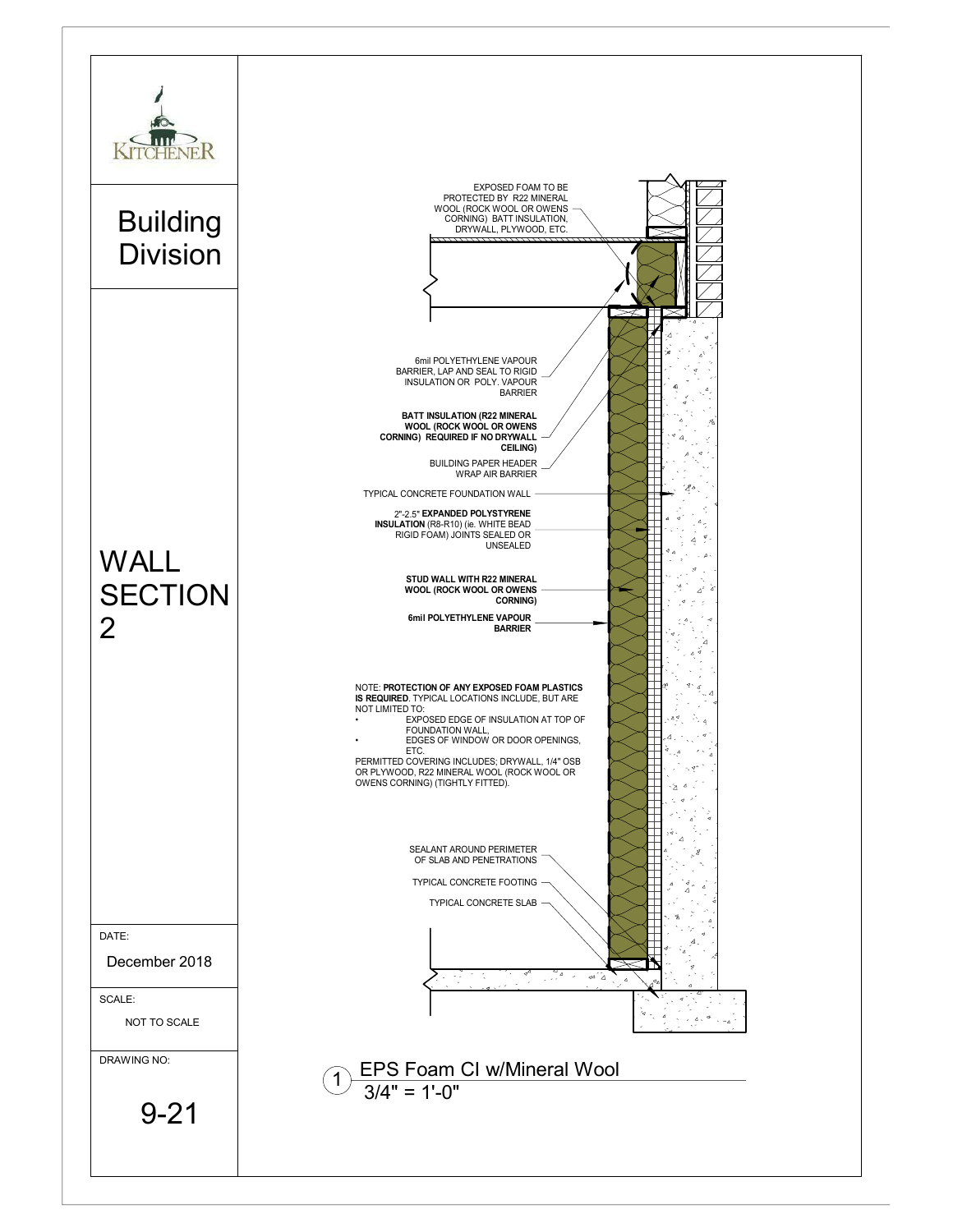# Building Division

# WALL SECTION 2

EXPOSED FOAM TO BE PROTECTED BY R22 MINERAL WOOL (ROCK WOOL OR OWENS CORNING) BATT INSULATION, DRYWALL, PLYWOOD, ETC.

6mil POLYETHYLENE VAPOUR BARRIER, LAP AND SEAL TO RIGID INSULATION OR POLY. VAPOUR BARRIER

**BATT INSULATION (R22 MINERAL WOOL (ROCK WOOL OR OWENS CORNING) REQUIRED IF NO DRYWALL CEILING)**

BUILDING PAPER HEADER WRAP AIR BARRIER

TYPICAL CONCRETE FOUNDATION WALL

2"-2.5" **EXPANDED POLYSTYRENE INSULATION** (R8-R10) (ie. WHITE BEAD RIGID FOAM) JOINTS SEALED OR UNSEALED

**STUD WALL WITH R22 MINERAL WOOL (ROCK WOOL OR OWENS CORNING)**

**6mil POLYETHYLENE VAPOUR BARRIER**

NOTE: **PROTECTION OF ANY EXPOSED FOAM PLASTICS IS REQUIRED**. TYPICAL LOCATIONS INCLUDE, BUT ARE NOT LIMITED TO:

- EXPOSED EDGE OF INSULATION AT TOP OF FOUNDATION WALL,
- EDGES OF WINDOW OR DOOR OPENINGS, ETC.

PERMITTED COVERING INCLUDES; DRYWALL, 1/4" OSB OR PLYWOOD, R22 MINERAL WOOL (ROCK WOOL OR OWENS CORNING) (TIGHTLY FITTED).

SEALANT AROUND PERIMETER OF SLAB AND PENETRATIONS

TYPICAL CONCRETE FOOTING

TYPICAL CONCRETE SLAB

1 EPS Foam CI w/Mineral Wool
3/4" = 1'-0"

DATE: December 2018

SCALE: NOT TO SCALE

DRAWING NO: 9-21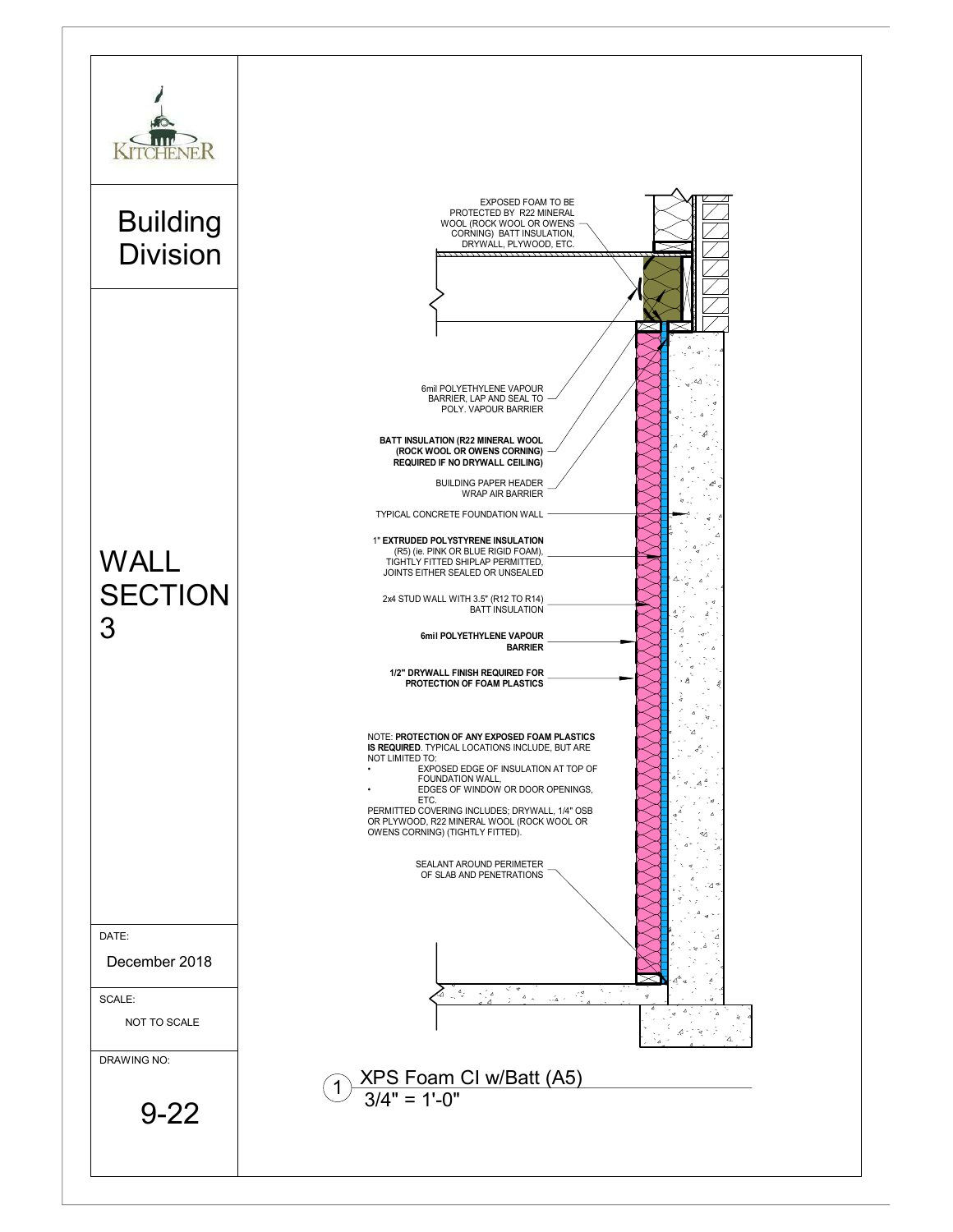Kitchener

# Building Division

# WALL SECTION 3

DATE:

December 2018

SCALE:

NOT TO SCALE

DRAWING NO:

9-22

EXPOSED FOAM TO BE PROTECTED BY R22 MINERAL WOOL (ROCK WOOL OR OWENS CORNING) BATT INSULATION, DRYWALL, PLYWOOD, ETC.

6mil POLYETHYLENE VAPOUR BARRIER, LAP AND SEAL TO POLY. VAPOUR BARRIER

**BATT INSULATION (R22 MINERAL WOOL (ROCK WOOL OR OWENS CORNING) REQUIRED IF NO DRYWALL CEILING)**

BUILDING PAPER HEADER WRAP AIR BARRIER

TYPICAL CONCRETE FOUNDATION WALL

1" **EXTRUDED POLYSTYRENE INSULATION** (R5) (ie. PINK OR BLUE RIGID FOAM), TIGHTLY FITTED SHIPLAP PERMITTED, JOINTS EITHER SEALED OR UNSEALED

2x4 STUD WALL WITH 3.5" (R12 TO R14) BATT INSULATION

**6mil POLYETHYLENE VAPOUR BARRIER**

**1/2" DRYWALL FINISH REQUIRED FOR PROTECTION OF FOAM PLASTICS**

NOTE: **PROTECTION OF ANY EXPOSED FOAM PLASTICS IS REQUIRED**. TYPICAL LOCATIONS INCLUDE, BUT ARE NOT LIMITED TO:

- EXPOSED EDGE OF INSULATION AT TOP OF FOUNDATION WALL,
- EDGES OF WINDOW OR DOOR OPENINGS, ETC.

PERMITTED COVERING INCLUDES; DRYWALL, 1/4" OSB OR PLYWOOD, R22 MINERAL WOOL (ROCK WOOL OR OWENS CORNING) (TIGHTLY FITTED).

SEALANT AROUND PERIMETER OF SLAB AND PENETRATIONS

1 XPS Foam CI w/Batt (A5)
3/4" = 1'-0"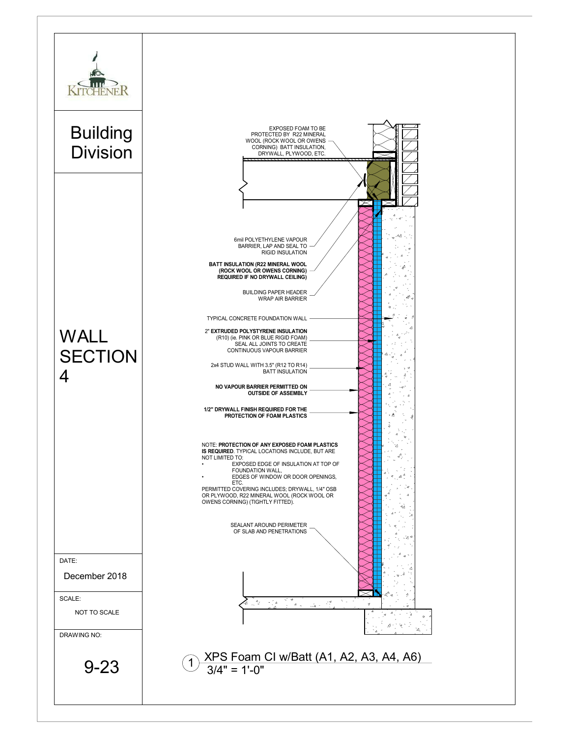Kitchener

# Building Division

# WALL SECTION 4

EXPOSED FOAM TO BE PROTECTED BY R22 MINERAL WOOL (ROCK WOOL OR OWENS CORNING) BATT INSULATION, DRYWALL, PLYWOOD, ETC.

6mil POLYETHYLENE VAPOUR BARRIER, LAP AND SEAL TO RIGID INSULATION

**BATT INSULATION (R22 MINERAL WOOL (ROCK WOOL OR OWENS CORNING) REQUIRED IF NO DRYWALL CEILING)**

BUILDING PAPER HEADER WRAP AIR BARRIER

TYPICAL CONCRETE FOUNDATION WALL

2" **EXTRUDED POLYSTYRENE INSULATION** (R10) (ie. PINK OR BLUE RIGID FOAM) SEAL ALL JOINTS TO CREATE CONTINUOUS VAPOUR BARRIER

2x4 STUD WALL WITH 3.5" (R12 TO R14) BATT INSULATION

**NO VAPOUR BARRIER PERMITTED ON OUTSIDE OF ASSEMBLY**

**1/2" DRYWALL FINISH REQUIRED FOR THE PROTECTION OF FOAM PLASTICS**

NOTE: **PROTECTION OF ANY EXPOSED FOAM PLASTICS IS REQUIRED**. TYPICAL LOCATIONS INCLUDE, BUT ARE NOT LIMITED TO:

- EXPOSED EDGE OF INSULATION AT TOP OF FOUNDATION WALL,
- EDGES OF WINDOW OR DOOR OPENINGS, ETC.

PERMITTED COVERING INCLUDES; DRYWALL, 1/4" OSB OR PLYWOOD, R22 MINERAL WOOL (ROCK WOOL OR OWENS CORNING) (TIGHTLY FITTED).

SEALANT AROUND PERIMETER OF SLAB AND PENETRATIONS

1 XPS Foam CI w/Batt (A1, A2, A3, A4, A6)
3/4" = 1'-0"

DATE: December 2018

SCALE: NOT TO SCALE

DRAWING NO: 9-23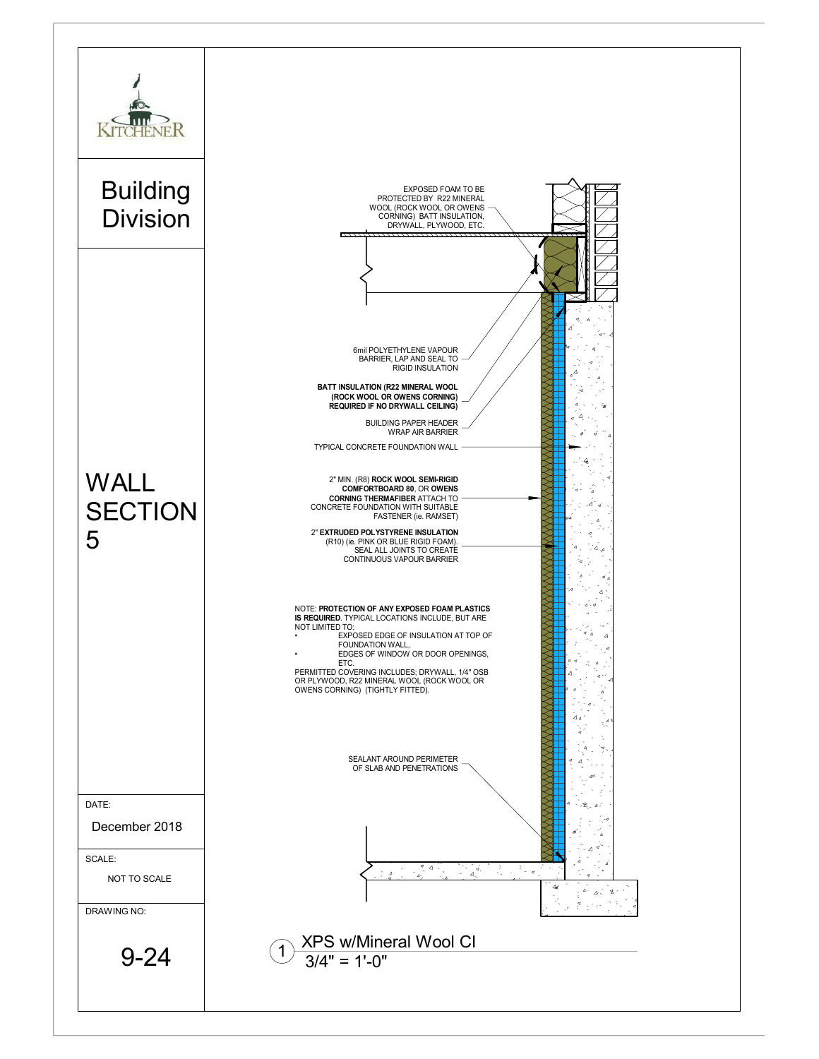Kitchener

# Building Division

# WALL SECTION 5

DATE:

December 2018

SCALE:

NOT TO SCALE

DRAWING NO:

9-24

EXPOSED FOAM TO BE PROTECTED BY R22 MINERAL WOOL (ROCK WOOL OR OWENS CORNING) BATT INSULATION, DRYWALL, PLYWOOD, ETC.

6mil POLYETHYLENE VAPOUR BARRIER, LAP AND SEAL TO RIGID INSULATION

**BATT INSULATION (R22 MINERAL WOOL (ROCK WOOL OR OWENS CORNING) REQUIRED IF NO DRYWALL CEILING)**

BUILDING PAPER HEADER WRAP AIR BARRIER

TYPICAL CONCRETE FOUNDATION WALL

2" MIN. (R8) **ROCK WOOL SEMI-RIGID COMFORTBOARD 80**, OR **OWENS CORNING THERMAFIBER** ATTACH TO CONCRETE FOUNDATION WITH SUITABLE FASTENER (ie. RAMSET)

2" **EXTRUDED POLYSTYRENE INSULATION** (R10) (ie. PINK OR BLUE RIGID FOAM). SEAL ALL JOINTS TO CREATE CONTINUOUS VAPOUR BARRIER

NOTE: **PROTECTION OF ANY EXPOSED FOAM PLASTICS IS REQUIRED**. TYPICAL LOCATIONS INCLUDE, BUT ARE NOT LIMITED TO:

- EXPOSED EDGE OF INSULATION AT TOP OF FOUNDATION WALL,
- EDGES OF WINDOW OR DOOR OPENINGS, ETC.

PERMITTED COVERING INCLUDES; DRYWALL, 1/4" OSB OR PLYWOOD, R22 MINERAL WOOL (ROCK WOOL OR OWENS CORNING) (TIGHTLY FITTED).

SEALANT AROUND PERIMETER OF SLAB AND PENETRATIONS

1 XPS w/Mineral Wool CI
3/4" = 1'-0"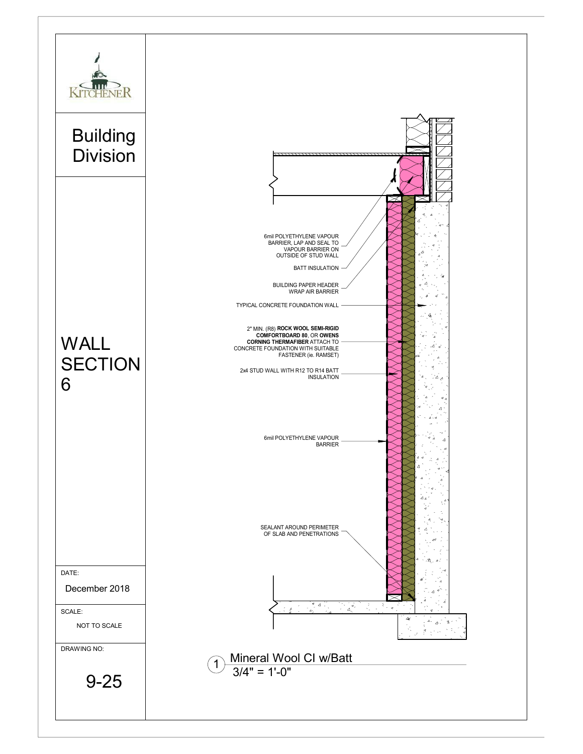KITCHENER

# Building Division

# WALL SECTION 6

6mil POLYETHYLENE VAPOUR BARRIER, LAP AND SEAL TO VAPOUR BARRIER ON OUTSIDE OF STUD WALL

BATT INSULATION

BUILDING PAPER HEADER WRAP AIR BARRIER

TYPICAL CONCRETE FOUNDATION WALL

2" MIN. (R8) **ROCK WOOL SEMI-RIGID COMFORTBOARD 80**, OR **OWENS CORNING THERMAFIBER** ATTACH TO CONCRETE FOUNDATION WITH SUITABLE FASTENER (ie. RAMSET)

2x4 STUD WALL WITH R12 TO R14 BATT INSULATION

6mil POLYETHYLENE VAPOUR BARRIER

SEALANT AROUND PERIMETER OF SLAB AND PENETRATIONS

1 Mineral Wool CI w/Batt
3/4" = 1'-0"

DATE:
December 2018

SCALE:
NOT TO SCALE

DRAWING NO:
9-25